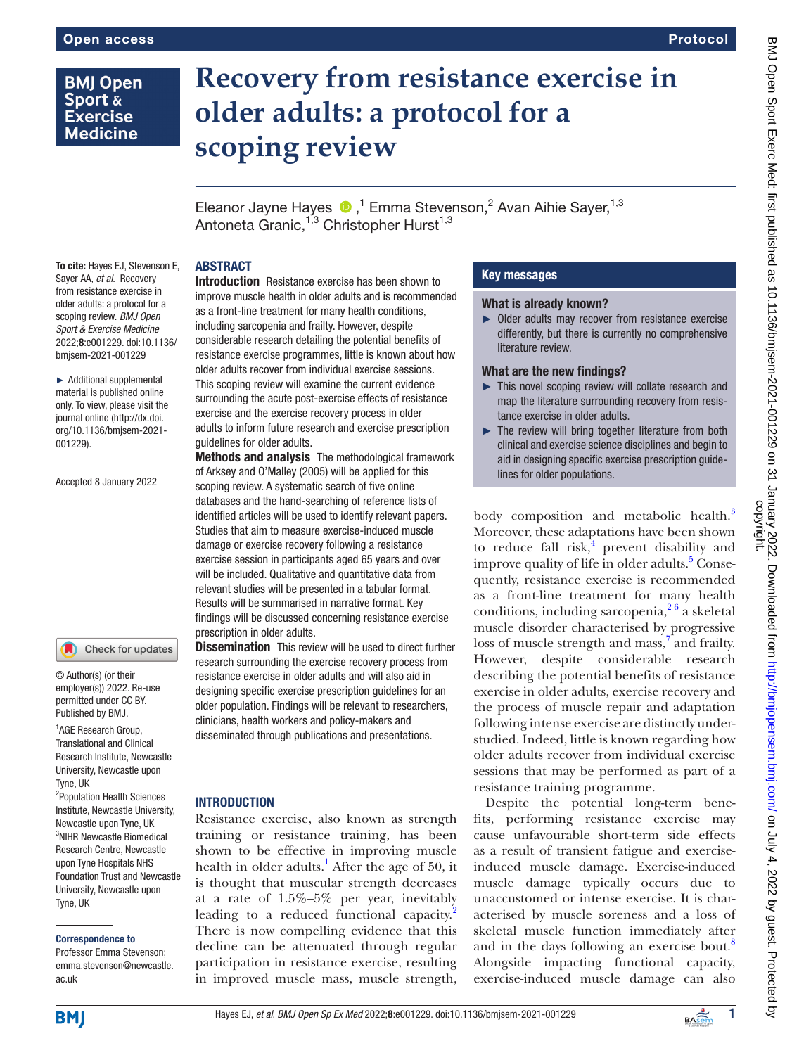# Recovery from resistance exercise in older adults: a protocol for a scoping review

Eleanor Jayne Hayes,[1] Emma Stevenson,[2] Avan Aihie Sayer,[1,3] Antoneta Granic,[1,3] Christopher Hurst[1,3]

**To cite:** Hayes EJ, Stevenson E, Sayer AA, *et al.* Recovery from resistance exercise in older adults: a protocol for a scoping review. *BMJ Open Sport & Exercise Medicine* 2022;**8**:e001229. doi:10.1136/bmjsem-2021-001229

► Additional supplemental material is published online only. To view, please visit the journal online (http://dx.doi.org/10.1136/bmjsem-2021-001229).

Accepted 8 January 2022

© Author(s) (or their employer(s)) 2022. Re-use permitted under CC BY. Published by BMJ.

[1]AGE Research Group, Translational and Clinical Research Institute, Newcastle University, Newcastle upon Tyne, UK
[2]Population Health Sciences Institute, Newcastle University, Newcastle upon Tyne, UK
[3]NIHR Newcastle Biomedical Research Centre, Newcastle upon Tyne Hospitals NHS Foundation Trust and Newcastle University, Newcastle upon Tyne, UK

**Correspondence to**
Professor Emma Stevenson; emma.stevenson@newcastle.ac.uk

## ABSTRACT

**Introduction** Resistance exercise has been shown to improve muscle health in older adults and is recommended as a front-line treatment for many health conditions, including sarcopenia and frailty. However, despite considerable research detailing the potential benefits of resistance exercise programmes, little is known about how older adults recover from individual exercise sessions. This scoping review will examine the current evidence surrounding the acute post-exercise effects of resistance exercise and the exercise recovery process in older adults to inform future research and exercise prescription guidelines for older adults.

**Methods and analysis** The methodological framework of Arksey and O'Malley (2005) will be applied for this scoping review. A systematic search of five online databases and the hand-searching of reference lists of identified articles will be used to identify relevant papers. Studies that aim to measure exercise-induced muscle damage or exercise recovery following a resistance exercise session in participants aged 65 years and over will be included. Qualitative and quantitative data from relevant studies will be presented in a tabular format. Results will be summarised in narrative format. Key findings will be discussed concerning resistance exercise prescription in older adults.

**Dissemination** This review will be used to direct further research surrounding the exercise recovery process from resistance exercise in older adults and will also aid in designing specific exercise prescription guidelines for an older population. Findings will be relevant to researchers, clinicians, health workers and policy-makers and disseminated through publications and presentations.

## Key messages

### What is already known?

► Older adults may recover from resistance exercise differently, but there is currently no comprehensive literature review.

### What are the new findings?

► This novel scoping review will collate research and map the literature surrounding recovery from resistance exercise in older adults.

► The review will bring together literature from both clinical and exercise science disciplines and begin to aid in designing specific exercise prescription guidelines for older populations.

## INTRODUCTION

Resistance exercise, also known as strength training or resistance training, has been shown to be effective in improving muscle health in older adults.[1] After the age of 50, it is thought that muscular strength decreases at a rate of 1.5%–5% per year, inevitably leading to a reduced functional capacity.[2] There is now compelling evidence that this decline can be attenuated through regular participation in resistance exercise, resulting in improved muscle mass, muscle strength, body composition and metabolic health.[3] Moreover, these adaptations have been shown to reduce fall risk,[4] prevent disability and improve quality of life in older adults.[5] Consequently, resistance exercise is recommended as a front-line treatment for many health conditions, including sarcopenia,[2,6] a skeletal muscle disorder characterised by progressive loss of muscle strength and mass,[7] and frailty. However, despite considerable research describing the potential benefits of resistance exercise in older adults, exercise recovery and the process of muscle repair and adaptation following intense exercise are distinctly understudied. Indeed, little is known regarding how older adults recover from individual exercise sessions that may be performed as part of a resistance training programme.

Despite the potential long-term benefits, performing resistance exercise may cause unfavourable short-term side effects as a result of transient fatigue and exercise-induced muscle damage. Exercise-induced muscle damage typically occurs due to unaccustomed or intense exercise. It is characterised by muscle soreness and a loss of skeletal muscle function immediately after and in the days following an exercise bout.[8] Alongside impacting functional capacity, exercise-induced muscle damage can also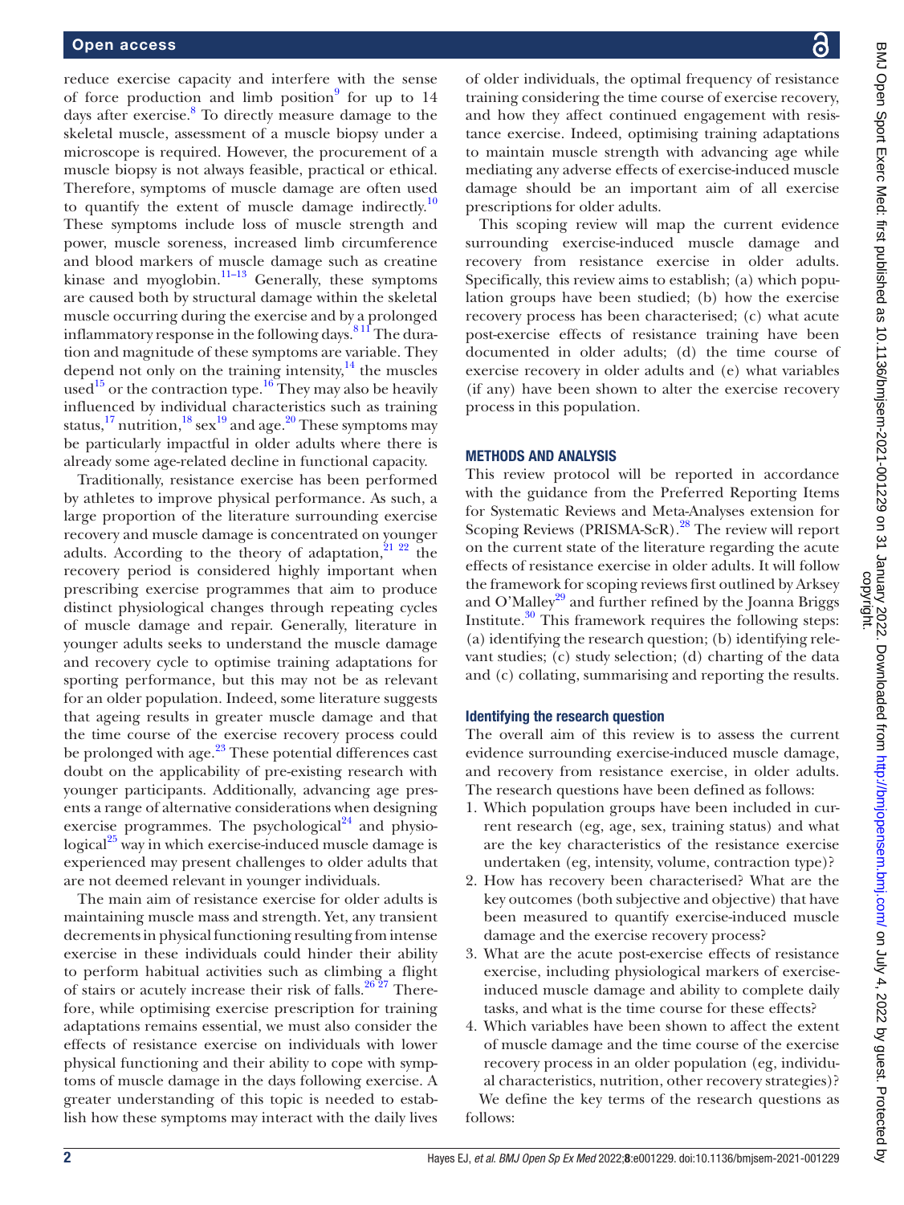reduce exercise capacity and interfere with the sense of force production and limb position[9] for up to 14 days after exercise.[8] To directly measure damage to the skeletal muscle, assessment of a muscle biopsy under a microscope is required. However, the procurement of a muscle biopsy is not always feasible, practical or ethical. Therefore, symptoms of muscle damage are often used to quantify the extent of muscle damage indirectly.[10] These symptoms include loss of muscle strength and power, muscle soreness, increased limb circumference and blood markers of muscle damage such as creatine kinase and myoglobin.[11–13] Generally, these symptoms are caused both by structural damage within the skeletal muscle occurring during the exercise and by a prolonged inflammatory response in the following days.[8 11] The duration and magnitude of these symptoms are variable. They depend not only on the training intensity,[14] the muscles used[15] or the contraction type.[16] They may also be heavily influenced by individual characteristics such as training status,[17] nutrition,[18] sex[19] and age.[20] These symptoms may be particularly impactful in older adults where there is already some age-related decline in functional capacity.

Traditionally, resistance exercise has been performed by athletes to improve physical performance. As such, a large proportion of the literature surrounding exercise recovery and muscle damage is concentrated on younger adults. According to the theory of adaptation,[21 22] the recovery period is considered highly important when prescribing exercise programmes that aim to produce distinct physiological changes through repeating cycles of muscle damage and repair. Generally, literature in younger adults seeks to understand the muscle damage and recovery cycle to optimise training adaptations for sporting performance, but this may not be as relevant for an older population. Indeed, some literature suggests that ageing results in greater muscle damage and that the time course of the exercise recovery process could be prolonged with age.[23] These potential differences cast doubt on the applicability of pre-existing research with younger participants. Additionally, advancing age presents a range of alternative considerations when designing exercise programmes. The psychological[24] and physiological[25] way in which exercise-induced muscle damage is experienced may present challenges to older adults that are not deemed relevant in younger individuals.

The main aim of resistance exercise for older adults is maintaining muscle mass and strength. Yet, any transient decrements in physical functioning resulting from intense exercise in these individuals could hinder their ability to perform habitual activities such as climbing a flight of stairs or acutely increase their risk of falls.[26 27] Therefore, while optimising exercise prescription for training adaptations remains essential, we must also consider the effects of resistance exercise on individuals with lower physical functioning and their ability to cope with symptoms of muscle damage in the days following exercise. A greater understanding of this topic is needed to establish how these symptoms may interact with the daily lives of older individuals, the optimal frequency of resistance training considering the time course of exercise recovery, and how they affect continued engagement with resistance exercise. Indeed, optimising training adaptations to maintain muscle strength with advancing age while mediating any adverse effects of exercise-induced muscle damage should be an important aim of all exercise prescriptions for older adults.

This scoping review will map the current evidence surrounding exercise-induced muscle damage and recovery from resistance exercise in older adults. Specifically, this review aims to establish; (a) which population groups have been studied; (b) how the exercise recovery process has been characterised; (c) what acute post-exercise effects of resistance training have been documented in older adults; (d) the time course of exercise recovery in older adults and (e) what variables (if any) have been shown to alter the exercise recovery process in this population.

## METHODS AND ANALYSIS

This review protocol will be reported in accordance with the guidance from the Preferred Reporting Items for Systematic Reviews and Meta-Analyses extension for Scoping Reviews (PRISMA-ScR).[28] The review will report on the current state of the literature regarding the acute effects of resistance exercise in older adults. It will follow the framework for scoping reviews first outlined by Arksey and O'Malley[29] and further refined by the Joanna Briggs Institute.[30] This framework requires the following steps: (a) identifying the research question; (b) identifying relevant studies; (c) study selection; (d) charting of the data and (c) collating, summarising and reporting the results.

### Identifying the research question

The overall aim of this review is to assess the current evidence surrounding exercise-induced muscle damage, and recovery from resistance exercise, in older adults. The research questions have been defined as follows:

1. Which population groups have been included in current research (eg, age, sex, training status) and what are the key characteristics of the resistance exercise undertaken (eg, intensity, volume, contraction type)?
2. How has recovery been characterised? What are the key outcomes (both subjective and objective) that have been measured to quantify exercise-induced muscle damage and the exercise recovery process?
3. What are the acute post-exercise effects of resistance exercise, including physiological markers of exercise-induced muscle damage and ability to complete daily tasks, and what is the time course for these effects?
4. Which variables have been shown to affect the extent of muscle damage and the time course of the exercise recovery process in an older population (eg, individual characteristics, nutrition, other recovery strategies)?

We define the key terms of the research questions as follows: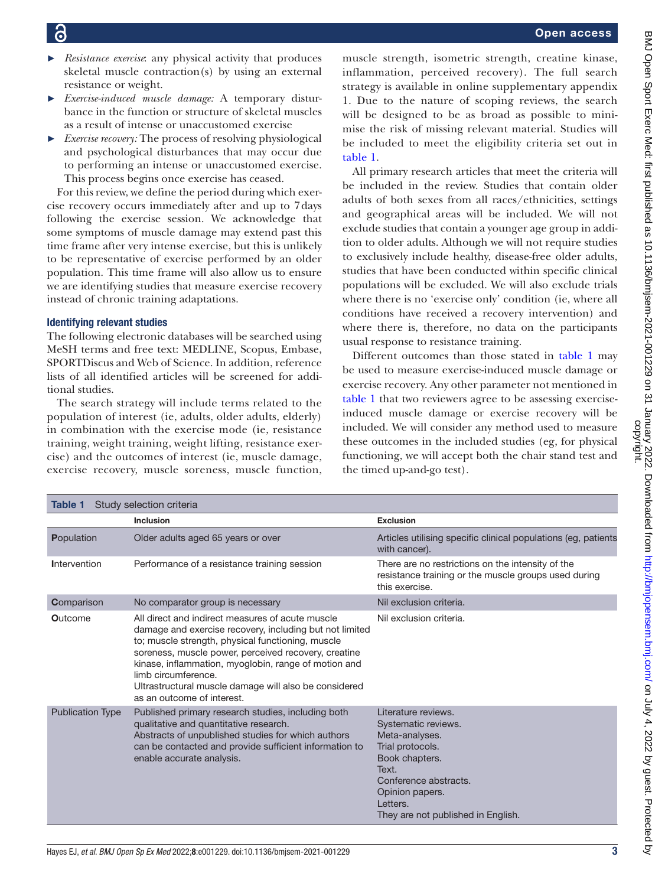- *Resistance exercise*: any physical activity that produces skeletal muscle contraction(s) by using an external resistance or weight.
- *Exercise-induced muscle damage:* A temporary disturbance in the function or structure of skeletal muscles as a result of intense or unaccustomed exercise
- *Exercise recovery:* The process of resolving physiological and psychological disturbances that may occur due to performing an intense or unaccustomed exercise. This process begins once exercise has ceased.

For this review, we define the period during which exercise recovery occurs immediately after and up to 7 days following the exercise session. We acknowledge that some symptoms of muscle damage may extend past this time frame after very intense exercise, but this is unlikely to be representative of exercise performed by an older population. This time frame will also allow us to ensure we are identifying studies that measure exercise recovery instead of chronic training adaptations.

### Identifying relevant studies

The following electronic databases will be searched using MeSH terms and free text: MEDLINE, Scopus, Embase, SPORTDiscus and Web of Science. In addition, reference lists of all identified articles will be screened for additional studies.

The search strategy will include terms related to the population of interest (ie, adults, older adults, elderly) in combination with the exercise mode (ie, resistance training, weight training, weight lifting, resistance exercise) and the outcomes of interest (ie, muscle damage, exercise recovery, muscle soreness, muscle function, muscle strength, isometric strength, creatine kinase, inflammation, perceived recovery). The full search strategy is available in online supplementary appendix 1. Due to the nature of scoping reviews, the search will be designed to be as broad as possible to minimise the risk of missing relevant material. Studies will be included to meet the eligibility criteria set out in table 1.

All primary research articles that meet the criteria will be included in the review. Studies that contain older adults of both sexes from all races/ethnicities, settings and geographical areas will be included. We will not exclude studies that contain a younger age group in addition to older adults. Although we will not require studies to exclusively include healthy, disease-free older adults, studies that have been conducted within specific clinical populations will be excluded. We will also exclude trials where there is no 'exercise only' condition (ie, where all conditions have received a recovery intervention) and where there is, therefore, no data on the participants usual response to resistance training.

Different outcomes than those stated in table 1 may be used to measure exercise-induced muscle damage or exercise recovery. Any other parameter not mentioned in table 1 that two reviewers agree to be assessing exercise-induced muscle damage or exercise recovery will be included. We will consider any method used to measure these outcomes in the included studies (eg, for physical functioning, we will accept both the chair stand test and the timed up-and-go test).

**Table 1** Study selection criteria

| | Inclusion | Exclusion |
|---|---|---|
| **P**opulation | Older adults aged 65 years or over | Articles utilising specific clinical populations (eg, patients with cancer). |
| **I**ntervention | Performance of a resistance training session | There are no restrictions on the intensity of the resistance training or the muscle groups used during this exercise. |
| **C**omparison | No comparator group is necessary | Nil exclusion criteria. |
| **O**utcome | All direct and indirect measures of acute muscle damage and exercise recovery, including but not limited to; muscle strength, physical functioning, muscle soreness, muscle power, perceived recovery, creatine kinase, inflammation, myoglobin, range of motion and limb circumference.<br>Ultrastructural muscle damage will also be considered as an outcome of interest. | Nil exclusion criteria. |
| Publication Type | Published primary research studies, including both qualitative and quantitative research.<br>Abstracts of unpublished studies for which authors can be contacted and provide sufficient information to enable accurate analysis. | Literature reviews.<br>Systematic reviews.<br>Meta-analyses.<br>Trial protocols.<br>Book chapters.<br>Text.<br>Conference abstracts.<br>Opinion papers.<br>Letters.<br>They are not published in English. |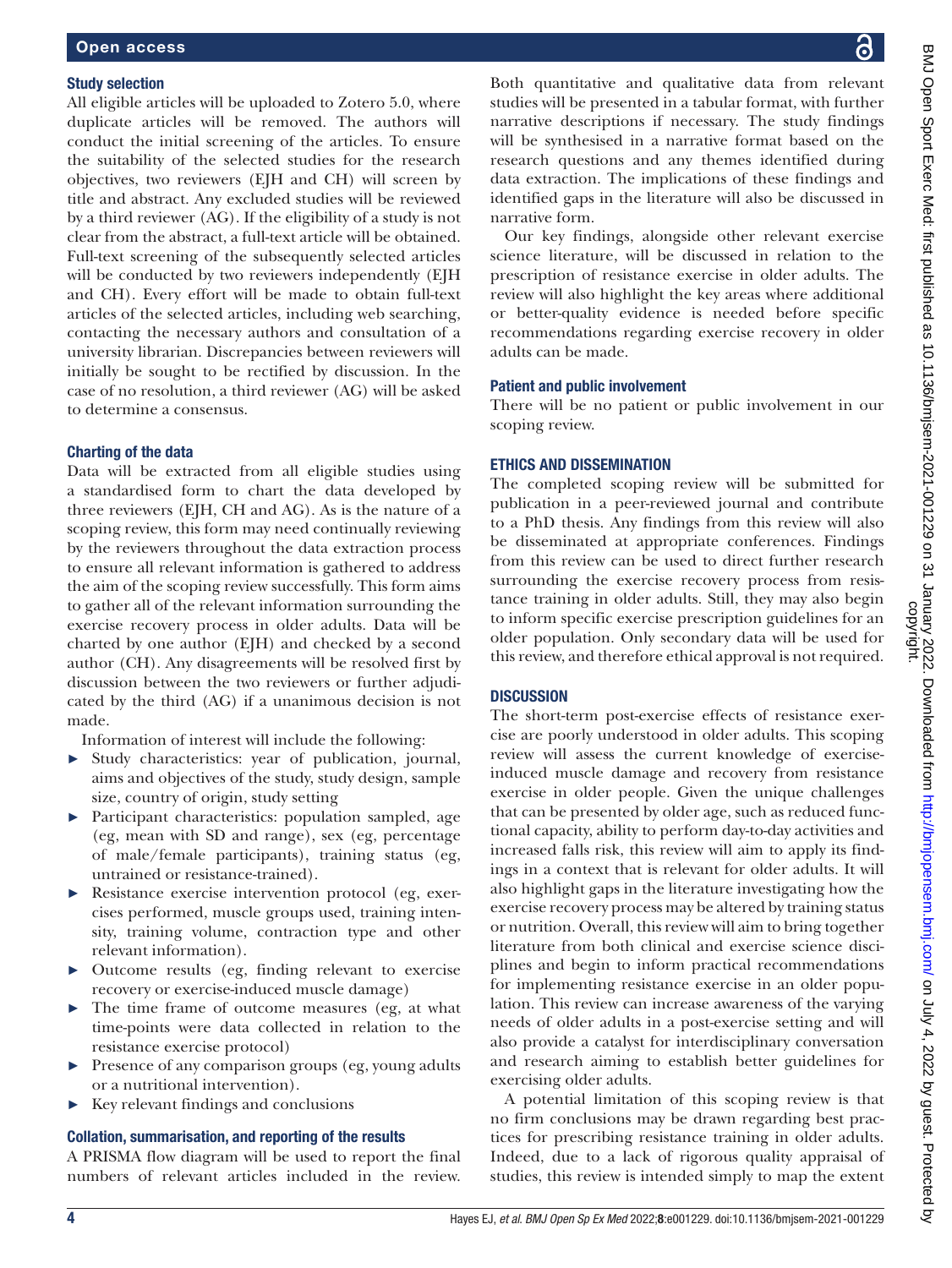### Study selection

All eligible articles will be uploaded to Zotero 5.0, where duplicate articles will be removed. The authors will conduct the initial screening of the articles. To ensure the suitability of the selected studies for the research objectives, two reviewers (EJH and CH) will screen by title and abstract. Any excluded studies will be reviewed by a third reviewer (AG). If the eligibility of a study is not clear from the abstract, a full-text article will be obtained. Full-text screening of the subsequently selected articles will be conducted by two reviewers independently (EJH and CH). Every effort will be made to obtain full-text articles of the selected articles, including web searching, contacting the necessary authors and consultation of a university librarian. Discrepancies between reviewers will initially be sought to be rectified by discussion. In the case of no resolution, a third reviewer (AG) will be asked to determine a consensus.

### Charting of the data

Data will be extracted from all eligible studies using a standardised form to chart the data developed by three reviewers (EJH, CH and AG). As is the nature of a scoping review, this form may need continually reviewing by the reviewers throughout the data extraction process to ensure all relevant information is gathered to address the aim of the scoping review successfully. This form aims to gather all of the relevant information surrounding the exercise recovery process in older adults. Data will be charted by one author (EJH) and checked by a second author (CH). Any disagreements will be resolved first by discussion between the two reviewers or further adjudicated by the third (AG) if a unanimous decision is not made.

Information of interest will include the following:

- Study characteristics: year of publication, journal, aims and objectives of the study, study design, sample size, country of origin, study setting
- Participant characteristics: population sampled, age (eg, mean with SD and range), sex (eg, percentage of male/female participants), training status (eg, untrained or resistance-trained).
- Resistance exercise intervention protocol (eg, exercises performed, muscle groups used, training intensity, training volume, contraction type and other relevant information).
- Outcome results (eg, finding relevant to exercise recovery or exercise-induced muscle damage)
- The time frame of outcome measures (eg, at what time-points were data collected in relation to the resistance exercise protocol)
- Presence of any comparison groups (eg, young adults or a nutritional intervention).
- Key relevant findings and conclusions

### Collation, summarisation, and reporting of the results

A PRISMA flow diagram will be used to report the final numbers of relevant articles included in the review. Both quantitative and qualitative data from relevant studies will be presented in a tabular format, with further narrative descriptions if necessary. The study findings will be synthesised in a narrative format based on the research questions and any themes identified during data extraction. The implications of these findings and identified gaps in the literature will also be discussed in narrative form.

Our key findings, alongside other relevant exercise science literature, will be discussed in relation to the prescription of resistance exercise in older adults. The review will also highlight the key areas where additional or better-quality evidence is needed before specific recommendations regarding exercise recovery in older adults can be made.

### Patient and public involvement

There will be no patient or public involvement in our scoping review.

## ETHICS AND DISSEMINATION

The completed scoping review will be submitted for publication in a peer-reviewed journal and contribute to a PhD thesis. Any findings from this review will also be disseminated at appropriate conferences. Findings from this review can be used to direct further research surrounding the exercise recovery process from resistance training in older adults. Still, they may also begin to inform specific exercise prescription guidelines for an older population. Only secondary data will be used for this review, and therefore ethical approval is not required.

## DISCUSSION

The short-term post-exercise effects of resistance exercise are poorly understood in older adults. This scoping review will assess the current knowledge of exercise-induced muscle damage and recovery from resistance exercise in older people. Given the unique challenges that can be presented by older age, such as reduced functional capacity, ability to perform day-to-day activities and increased falls risk, this review will aim to apply its findings in a context that is relevant for older adults. It will also highlight gaps in the literature investigating how the exercise recovery process may be altered by training status or nutrition. Overall, this review will aim to bring together literature from both clinical and exercise science disciplines and begin to inform practical recommendations for implementing resistance exercise in an older population. This review can increase awareness of the varying needs of older adults in a post-exercise setting and will also provide a catalyst for interdisciplinary conversation and research aiming to establish better guidelines for exercising older adults.

A potential limitation of this scoping review is that no firm conclusions may be drawn regarding best practices for prescribing resistance training in older adults. Indeed, due to a lack of rigorous quality appraisal of studies, this review is intended simply to map the extent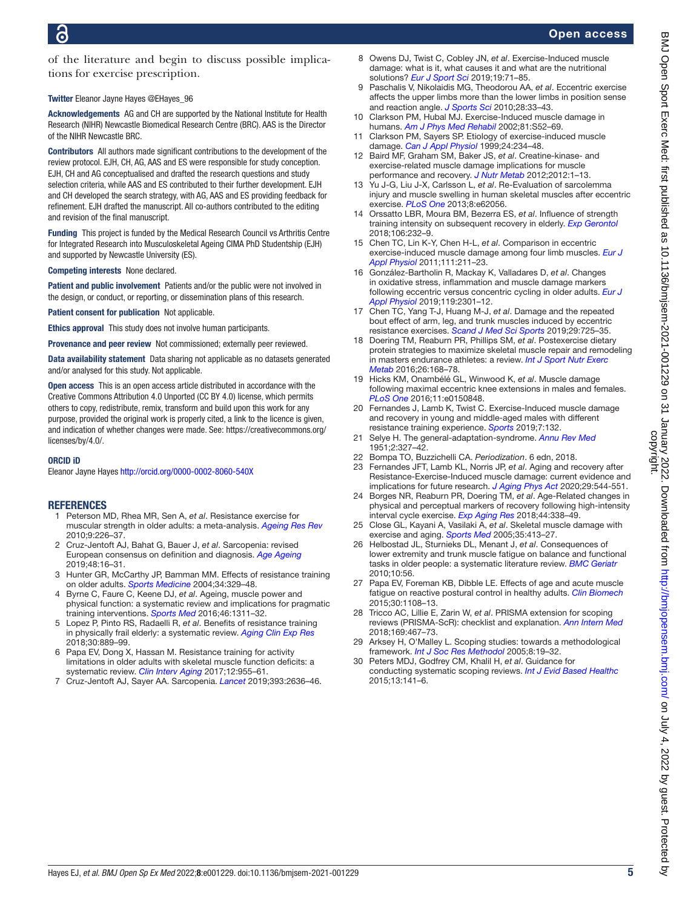of the literature and begin to discuss possible implications for exercise prescription.

**Twitter** Eleanor Jayne Hayes @EHayes_96

**Acknowledgements** AG and CH are supported by the National Institute for Health Research (NIHR) Newcastle Biomedical Research Centre (BRC). AAS is the Director of the NIHR Newcastle BRC.

**Contributors** All authors made significant contributions to the development of the review protocol. EJH, CH, AG, AAS and ES were responsible for study conception. EJH, CH and AG conceptualised and drafted the research questions and study selection criteria, while AAS and ES contributed to their further development. EJH and CH developed the search strategy, with AG, AAS and ES providing feedback for refinement. EJH drafted the manuscript. All co-authors contributed to the editing and revision of the final manuscript.

**Funding** This project is funded by the Medical Research Council vs Arthritis Centre for Integrated Research into Musculoskeletal Ageing CIMA PhD Studentship (EJH) and supported by Newcastle University (ES).

**Competing interests** None declared.

**Patient and public involvement** Patients and/or the public were not involved in the design, or conduct, or reporting, or dissemination plans of this research.

**Patient consent for publication** Not applicable.

**Ethics approval** This study does not involve human participants.

**Provenance and peer review** Not commissioned; externally peer reviewed.

**Data availability statement** Data sharing not applicable as no datasets generated and/or analysed for this study. Not applicable.

**Open access** This is an open access article distributed in accordance with the Creative Commons Attribution 4.0 Unported (CC BY 4.0) license, which permits others to copy, redistribute, remix, transform and build upon this work for any purpose, provided the original work is properly cited, a link to the licence is given, and indication of whether changes were made. See: https://creativecommons.org/licenses/by/4.0/.

**ORCID iD**

Eleanor Jayne Hayes http://orcid.org/0000-0002-8060-540X

## REFERENCES

1. Peterson MD, Rhea MR, Sen A, *et al*. Resistance exercise for muscular strength in older adults: a meta-analysis. *Ageing Res Rev* 2010;9:226–37.
2. Cruz-Jentoft AJ, Bahat G, Bauer J, *et al*. Sarcopenia: revised European consensus on definition and diagnosis. *Age Ageing* 2019;48:16–31.
3. Hunter GR, McCarthy JP, Bamman MM. Effects of resistance training on older adults. *Sports Medicine* 2004;34:329–48.
4. Byrne C, Faure C, Keene DJ, *et al*. Ageing, muscle power and physical function: a systematic review and implications for pragmatic training interventions. *Sports Med* 2016;46:1311–32.
5. Lopez P, Pinto RS, Radaelli R, *et al*. Benefits of resistance training in physically frail elderly: a systematic review. *Aging Clin Exp Res* 2018;30:889–99.
6. Papa EV, Dong X, Hassan M. Resistance training for activity limitations in older adults with skeletal muscle function deficits: a systematic review. *Clin Interv Aging* 2017;12:955–61.
7. Cruz-Jentoft AJ, Sayer AA. Sarcopenia. *Lancet* 2019;393:2636–46.
8. Owens DJ, Twist C, Cobley JN, *et al*. Exercise-Induced muscle damage: what is it, what causes it and what are the nutritional solutions? *Eur J Sport Sci* 2019;19:71–85.
9. Paschalis V, Nikolaidis MG, Theodorou AA, *et al*. Eccentric exercise affects the upper limbs more than the lower limbs in position sense and reaction angle. *J Sports Sci* 2010;28:33–43.
10. Clarkson PM, Hubal MJ. Exercise-Induced muscle damage in humans. *Am J Phys Med Rehabil* 2002;81:S52–69.
11. Clarkson PM, Sayers SP. Etiology of exercise-induced muscle damage. *Can J Appl Physiol* 1999;24:234–48.
12. Baird MF, Graham SM, Baker JS, *et al*. Creatine-kinase- and exercise-related muscle damage implications for muscle performance and recovery. *J Nutr Metab* 2012;2012:1–13.
13. Yu J-G, Liu J-X, Carlsson L, *et al*. Re-Evaluation of sarcolemma injury and muscle swelling in human skeletal muscles after eccentric exercise. *PLoS One* 2013;8:e62056.
14. Orssatto LBR, Moura BM, Bezerra ES, *et al*. Influence of strength training intensity on subsequent recovery in elderly. *Exp Gerontol* 2018;106:232–9.
15. Chen TC, Lin K-Y, Chen H-L, *et al*. Comparison in eccentric exercise-induced muscle damage among four limb muscles. *Eur J Appl Physiol* 2011;111:211–23.
16. González-Bartholin R, Mackay K, Valladares D, *et al*. Changes in oxidative stress, inflammation and muscle damage markers following eccentric versus concentric cycling in older adults. *Eur J Appl Physiol* 2019;119:2301–12.
17. Chen TC, Yang T-J, Huang M-J, *et al*. Damage and the repeated bout effect of arm, leg, and trunk muscles induced by eccentric resistance exercises. *Scand J Med Sci Sports* 2019;29:725–35.
18. Doering TM, Reaburn PR, Phillips SM, *et al*. Postexercise dietary protein strategies to maximize skeletal muscle repair and remodeling in masters endurance athletes: a review. *Int J Sport Nutr Exerc Metab* 2016;26:168–78.
19. Hicks KM, Onambélé GL, Winwood K, *et al*. Muscle damage following maximal eccentric knee extensions in males and females. *PLoS One* 2016;11:e0150848.
20. Fernandes J, Lamb K, Twist C. Exercise-Induced muscle damage and recovery in young and middle-aged males with different resistance training experience. *Sports* 2019;7:132.
21. Selye H. The general-adaptation-syndrome. *Annu Rev Med* 1951;2:327–42.
22. Bompa TO, Buzzichelli CA. *Periodization*. 6 edn, 2018.
23. Fernandes JFT, Lamb KL, Norris JP, *et al*. Aging and recovery after Resistance-Exercise-Induced muscle damage: current evidence and implications for future research. *J Aging Phys Act* 2020;29:544-551.
24. Borges NR, Reaburn PR, Doering TM, *et al*. Age-Related changes in physical and perceptual markers of recovery following high-intensity interval cycle exercise. *Exp Aging Res* 2018;44:338–49.
25. Close GL, Kayani A, Vasilaki A, *et al*. Skeletal muscle damage with exercise and aging. *Sports Med* 2005;35:413–27.
26. Helbostad JL, Sturnieks DL, Menant J, *et al*. Consequences of lower extremity and trunk muscle fatigue on balance and functional tasks in older people: a systematic literature review. *BMC Geriatr* 2010;10:56.
27. Papa EV, Foreman KB, Dibble LE. Effects of age and acute muscle fatigue on reactive postural control in healthy adults. *Clin Biomech* 2015;30:1108–13.
28. Tricco AC, Lillie E, Zarin W, *et al*. PRISMA extension for scoping reviews (PRISMA-ScR): checklist and explanation. *Ann Intern Med* 2018;169:467–73.
29. Arksey H, O'Malley L. Scoping studies: towards a methodological framework. *Int J Soc Res Methodol* 2005;8:19–32.
30. Peters MDJ, Godfrey CM, Khalil H, *et al*. Guidance for conducting systematic scoping reviews. *Int J Evid Based Healthc* 2015;13:141–6.